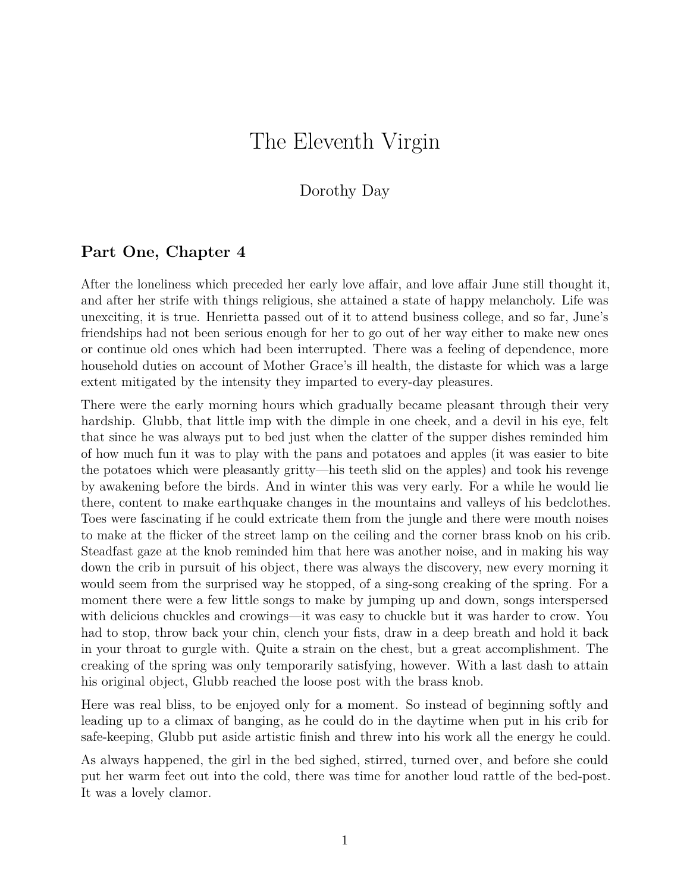# The Eleventh Virgin

Dorothy Day

## Part One, Chapter 4

After the loneliness which preceded her early love affair, and love affair June still thought it, and after her strife with things religious, she attained a state of happy melancholy. Life was unexciting, it is true. Henrietta passed out of it to attend business college, and so far, June's friendships had not been serious enough for her to go out of her way either to make new ones or continue old ones which had been interrupted. There was a feeling of dependence, more household duties on account of Mother Grace's ill health, the distaste for which was a large extent mitigated by the intensity they imparted to every-day pleasures.

There were the early morning hours which gradually became pleasant through their very hardship. Glubb, that little imp with the dimple in one cheek, and a devil in his eye, felt that since he was always put to bed just when the clatter of the supper dishes reminded him of how much fun it was to play with the pans and potatoes and apples (it was easier to bite the potatoes which were pleasantly gritty—his teeth slid on the apples) and took his revenge by awakening before the birds. And in winter this was very early. For a while he would lie there, content to make earthquake changes in the mountains and valleys of his bedclothes. Toes were fascinating if he could extricate them from the jungle and there were mouth noises to make at the flicker of the street lamp on the ceiling and the corner brass knob on his crib. Steadfast gaze at the knob reminded him that here was another noise, and in making his way down the crib in pursuit of his object, there was always the discovery, new every morning it would seem from the surprised way he stopped, of a sing-song creaking of the spring. For a moment there were a few little songs to make by jumping up and down, songs interspersed with delicious chuckles and crowings—it was easy to chuckle but it was harder to crow. You had to stop, throw back your chin, clench your fists, draw in a deep breath and hold it back in your throat to gurgle with. Quite a strain on the chest, but a great accomplishment. The creaking of the spring was only temporarily satisfying, however. With a last dash to attain his original object, Glubb reached the loose post with the brass knob.

Here was real bliss, to be enjoyed only for a moment. So instead of beginning softly and leading up to a climax of banging, as he could do in the daytime when put in his crib for safe-keeping, Glubb put aside artistic finish and threw into his work all the energy he could.

As always happened, the girl in the bed sighed, stirred, turned over, and before she could put her warm feet out into the cold, there was time for another loud rattle of the bed-post. It was a lovely clamor.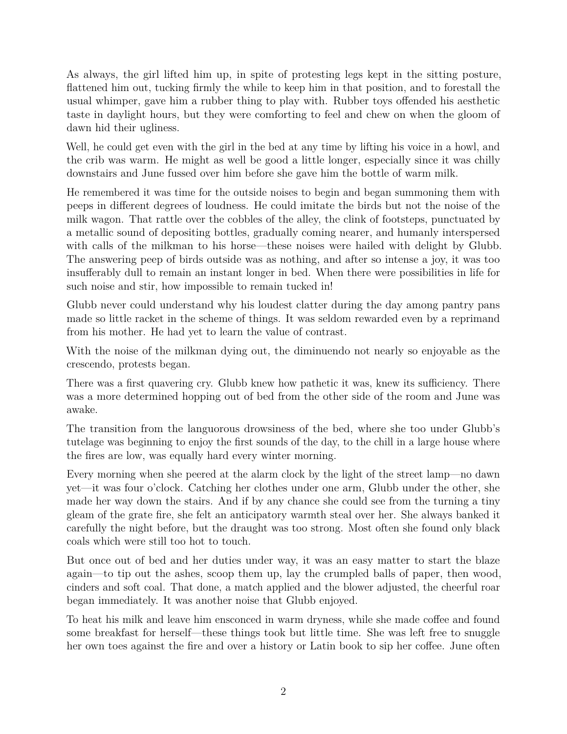As always, the girl lifted him up, in spite of protesting legs kept in the sitting posture, flattened him out, tucking firmly the while to keep him in that position, and to forestall the usual whimper, gave him a rubber thing to play with. Rubber toys offended his aesthetic taste in daylight hours, but they were comforting to feel and chew on when the gloom of dawn hid their ugliness.

Well, he could get even with the girl in the bed at any time by lifting his voice in a howl, and the crib was warm. He might as well be good a little longer, especially since it was chilly downstairs and June fussed over him before she gave him the bottle of warm milk.

He remembered it was time for the outside noises to begin and began summoning them with peeps in different degrees of loudness. He could imitate the birds but not the noise of the milk wagon. That rattle over the cobbles of the alley, the clink of footsteps, punctuated by a metallic sound of depositing bottles, gradually coming nearer, and humanly interspersed with calls of the milkman to his horse—these noises were hailed with delight by Glubb. The answering peep of birds outside was as nothing, and after so intense a joy, it was too insufferably dull to remain an instant longer in bed. When there were possibilities in life for such noise and stir, how impossible to remain tucked in!

Glubb never could understand why his loudest clatter during the day among pantry pans made so little racket in the scheme of things. It was seldom rewarded even by a reprimand from his mother. He had yet to learn the value of contrast.

With the noise of the milkman dying out, the diminuendo not nearly so enjoyable as the crescendo, protests began.

There was a first quavering cry. Glubb knew how pathetic it was, knew its sufficiency. There was a more determined hopping out of bed from the other side of the room and June was awake.

The transition from the languorous drowsiness of the bed, where she too under Glubb's tutelage was beginning to enjoy the first sounds of the day, to the chill in a large house where the fires are low, was equally hard every winter morning.

Every morning when she peered at the alarm clock by the light of the street lamp—no dawn yet—it was four o'clock. Catching her clothes under one arm, Glubb under the other, she made her way down the stairs. And if by any chance she could see from the turning a tiny gleam of the grate fire, she felt an anticipatory warmth steal over her. She always banked it carefully the night before, but the draught was too strong. Most often she found only black coals which were still too hot to touch.

But once out of bed and her duties under way, it was an easy matter to start the blaze again—to tip out the ashes, scoop them up, lay the crumpled balls of paper, then wood, cinders and soft coal. That done, a match applied and the blower adjusted, the cheerful roar began immediately. It was another noise that Glubb enjoyed.

To heat his milk and leave him ensconced in warm dryness, while she made coffee and found some breakfast for herself—these things took but little time. She was left free to snuggle her own toes against the fire and over a history or Latin book to sip her coffee. June often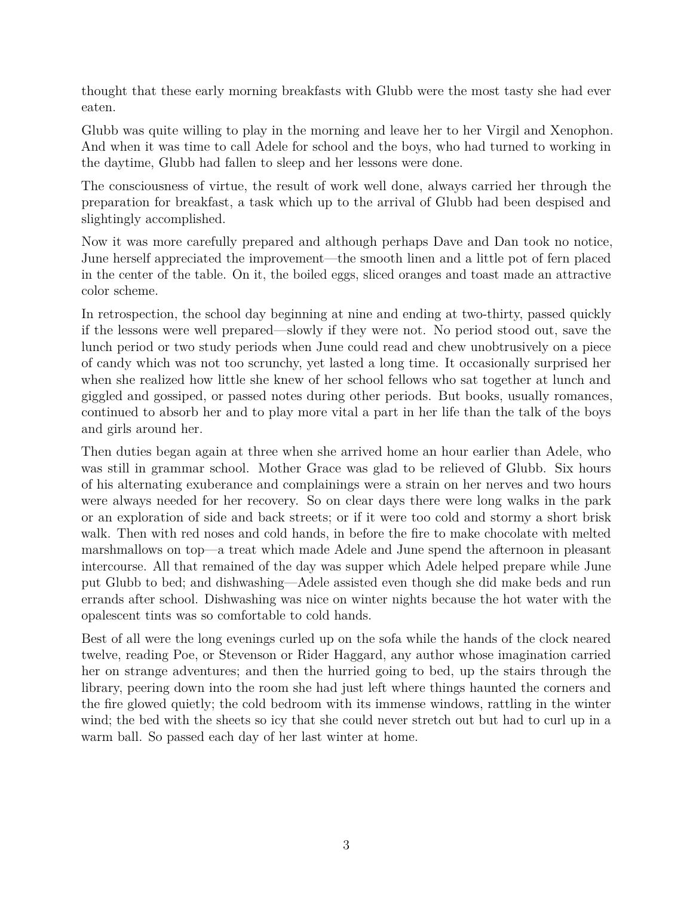thought that these early morning breakfasts with Glubb were the most tasty she had ever eaten.

Glubb was quite willing to play in the morning and leave her to her Virgil and Xenophon. And when it was time to call Adele for school and the boys, who had turned to working in the daytime, Glubb had fallen to sleep and her lessons were done.

The consciousness of virtue, the result of work well done, always carried her through the preparation for breakfast, a task which up to the arrival of Glubb had been despised and slightingly accomplished.

Now it was more carefully prepared and although perhaps Dave and Dan took no notice, June herself appreciated the improvement—the smooth linen and a little pot of fern placed in the center of the table. On it, the boiled eggs, sliced oranges and toast made an attractive color scheme.

In retrospection, the school day beginning at nine and ending at two-thirty, passed quickly if the lessons were well prepared—slowly if they were not. No period stood out, save the lunch period or two study periods when June could read and chew unobtrusively on a piece of candy which was not too scrunchy, yet lasted a long time. It occasionally surprised her when she realized how little she knew of her school fellows who sat together at lunch and giggled and gossiped, or passed notes during other periods. But books, usually romances, continued to absorb her and to play more vital a part in her life than the talk of the boys and girls around her.

Then duties began again at three when she arrived home an hour earlier than Adele, who was still in grammar school. Mother Grace was glad to be relieved of Glubb. Six hours of his alternating exuberance and complainings were a strain on her nerves and two hours were always needed for her recovery. So on clear days there were long walks in the park or an exploration of side and back streets; or if it were too cold and stormy a short brisk walk. Then with red noses and cold hands, in before the fire to make chocolate with melted marshmallows on top—a treat which made Adele and June spend the afternoon in pleasant intercourse. All that remained of the day was supper which Adele helped prepare while June put Glubb to bed; and dishwashing—Adele assisted even though she did make beds and run errands after school. Dishwashing was nice on winter nights because the hot water with the opalescent tints was so comfortable to cold hands.

Best of all were the long evenings curled up on the sofa while the hands of the clock neared twelve, reading Poe, or Stevenson or Rider Haggard, any author whose imagination carried her on strange adventures; and then the hurried going to bed, up the stairs through the library, peering down into the room she had just left where things haunted the corners and the fire glowed quietly; the cold bedroom with its immense windows, rattling in the winter wind; the bed with the sheets so icy that she could never stretch out but had to curl up in a warm ball. So passed each day of her last winter at home.